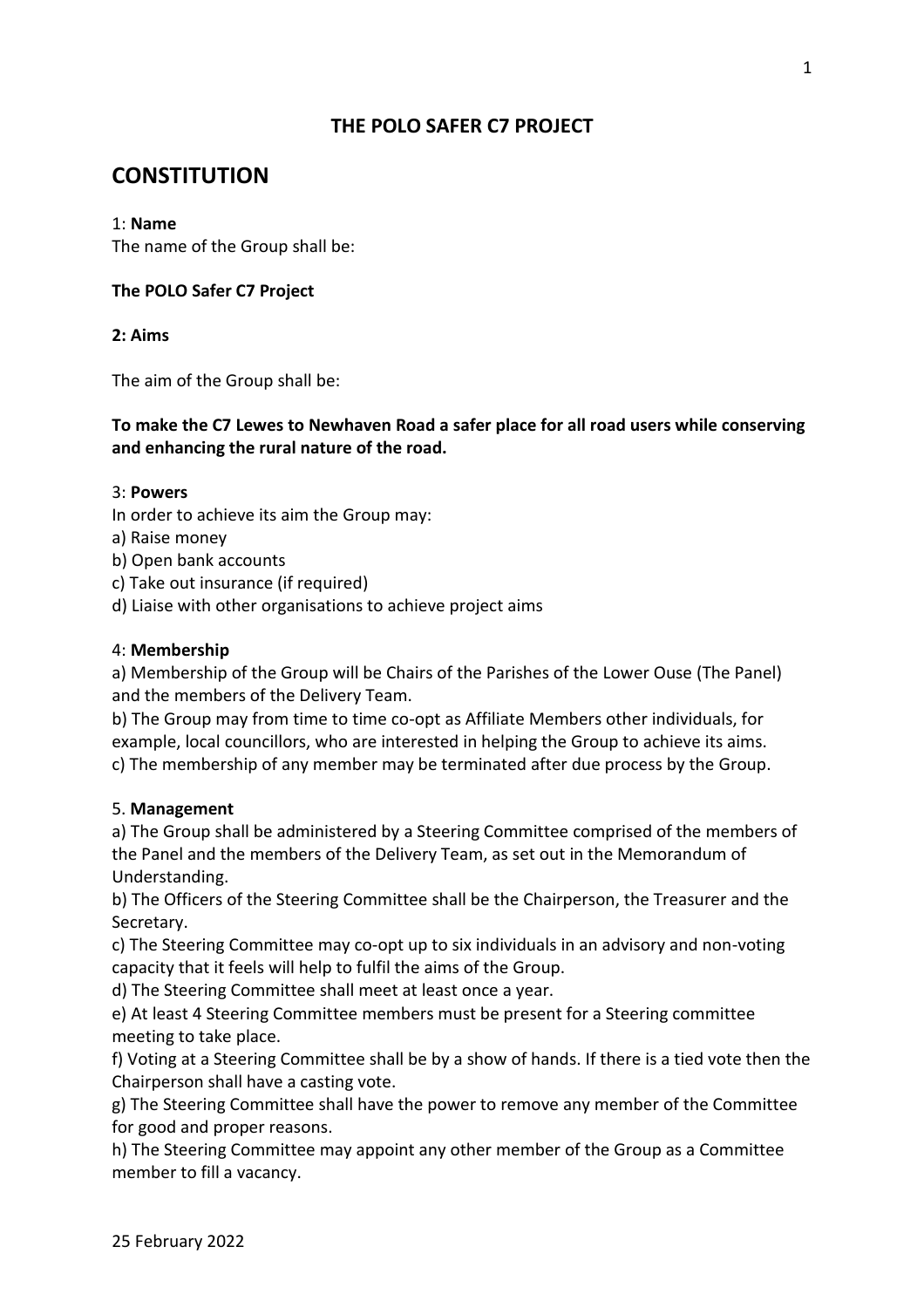# THE POLO SAFER C7 PROJECT

## CONSTITUTION

1: **Name**

The name of the Group shall be:

**The POLO Safer C7 Project**

**2: Aims**

The aim of the Group shall be:

**To make the C7 Lewes to Newhaven Road a safer place for all road users while conserving and enhancing the rural nature of the road.**

3: **Powers**

In order to achieve its aim the Group may:

a) Raise money
b) Open bank accounts
c) Take out insurance (if required)
d) Liaise with other organisations to achieve project aims

4: **Membership**

a) Membership of the Group will be Chairs of the Parishes of the Lower Ouse (The Panel) and the members of the Delivery Team.
b) The Group may from time to time co-opt as Affiliate Members other individuals, for example, local councillors, who are interested in helping the Group to achieve its aims.
c) The membership of any member may be terminated after due process by the Group.

5. **Management**

a) The Group shall be administered by a Steering Committee comprised of the members of the Panel and the members of the Delivery Team, as set out in the Memorandum of Understanding.
b) The Officers of the Steering Committee shall be the Chairperson, the Treasurer and the Secretary.
c) The Steering Committee may co-opt up to six individuals in an advisory and non-voting capacity that it feels will help to fulfil the aims of the Group.
d) The Steering Committee shall meet at least once a year.
e) At least 4 Steering Committee members must be present for a Steering committee meeting to take place.
f) Voting at a Steering Committee shall be by a show of hands. If there is a tied vote then the Chairperson shall have a casting vote.
g) The Steering Committee shall have the power to remove any member of the Committee for good and proper reasons.
h) The Steering Committee may appoint any other member of the Group as a Committee member to fill a vacancy.

25 February 2022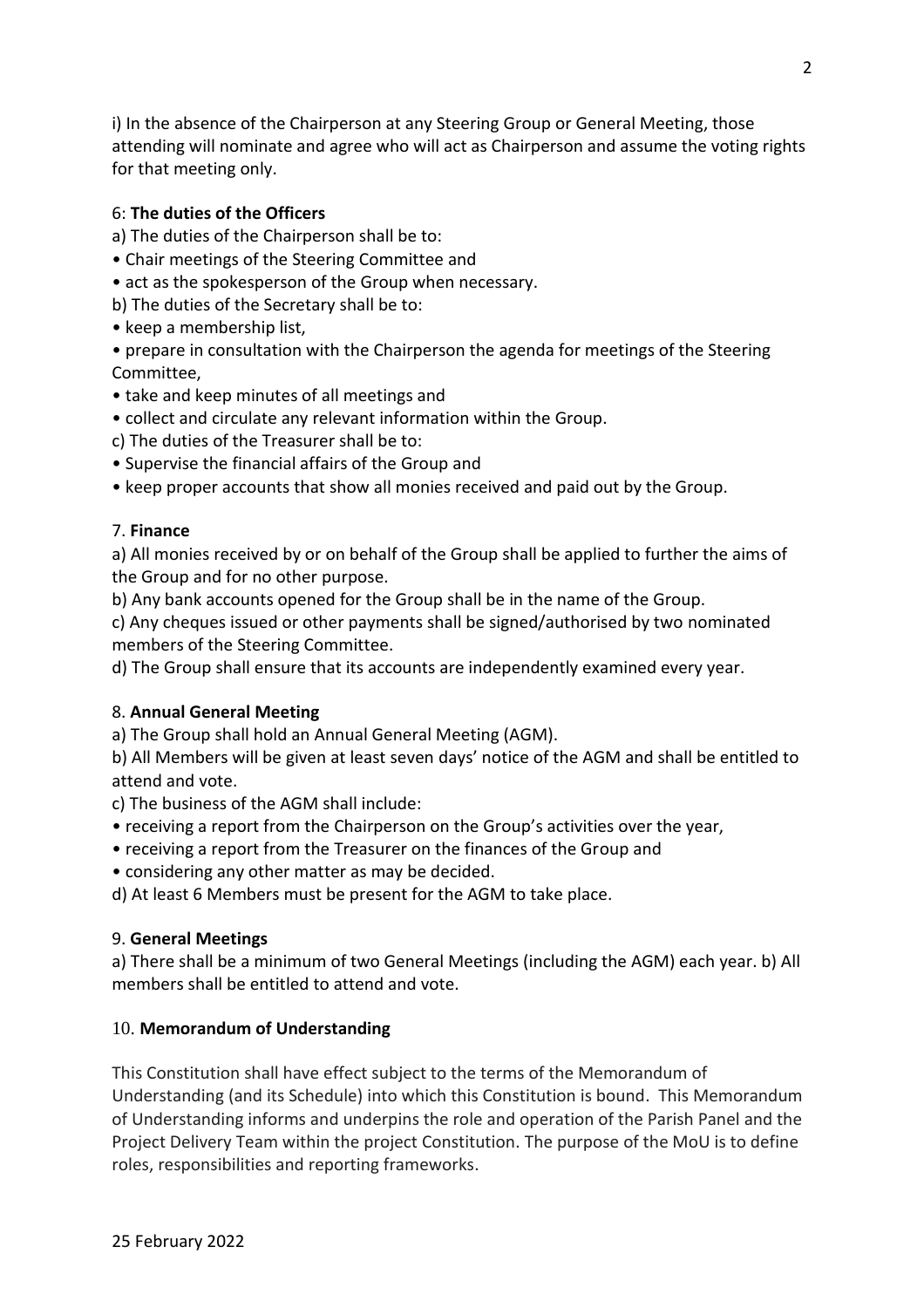i) In the absence of the Chairperson at any Steering Group or General Meeting, those attending will nominate and agree who will act as Chairperson and assume the voting rights for that meeting only.

6: **The duties of the Officers**

a) The duties of the Chairperson shall be to:
• Chair meetings of the Steering Committee and
• act as the spokesperson of the Group when necessary.

b) The duties of the Secretary shall be to:
• keep a membership list,
• prepare in consultation with the Chairperson the agenda for meetings of the Steering Committee,
• take and keep minutes of all meetings and
• collect and circulate any relevant information within the Group.

c) The duties of the Treasurer shall be to:
• Supervise the financial affairs of the Group and
• keep proper accounts that show all monies received and paid out by the Group.

7. **Finance**

a) All monies received by or on behalf of the Group shall be applied to further the aims of the Group and for no other purpose.

b) Any bank accounts opened for the Group shall be in the name of the Group.

c) Any cheques issued or other payments shall be signed/authorised by two nominated members of the Steering Committee.

d) The Group shall ensure that its accounts are independently examined every year.

8. **Annual General Meeting**

a) The Group shall hold an Annual General Meeting (AGM).

b) All Members will be given at least seven days' notice of the AGM and shall be entitled to attend and vote.

c) The business of the AGM shall include:
• receiving a report from the Chairperson on the Group's activities over the year,
• receiving a report from the Treasurer on the finances of the Group and
• considering any other matter as may be decided.

d) At least 6 Members must be present for the AGM to take place.

9. **General Meetings**

a) There shall be a minimum of two General Meetings (including the AGM) each year. b) All members shall be entitled to attend and vote.

10. **Memorandum of Understanding**

This Constitution shall have effect subject to the terms of the Memorandum of Understanding (and its Schedule) into which this Constitution is bound. This Memorandum of Understanding informs and underpins the role and operation of the Parish Panel and the Project Delivery Team within the project Constitution. The purpose of the MoU is to define roles, responsibilities and reporting frameworks.

25 February 2022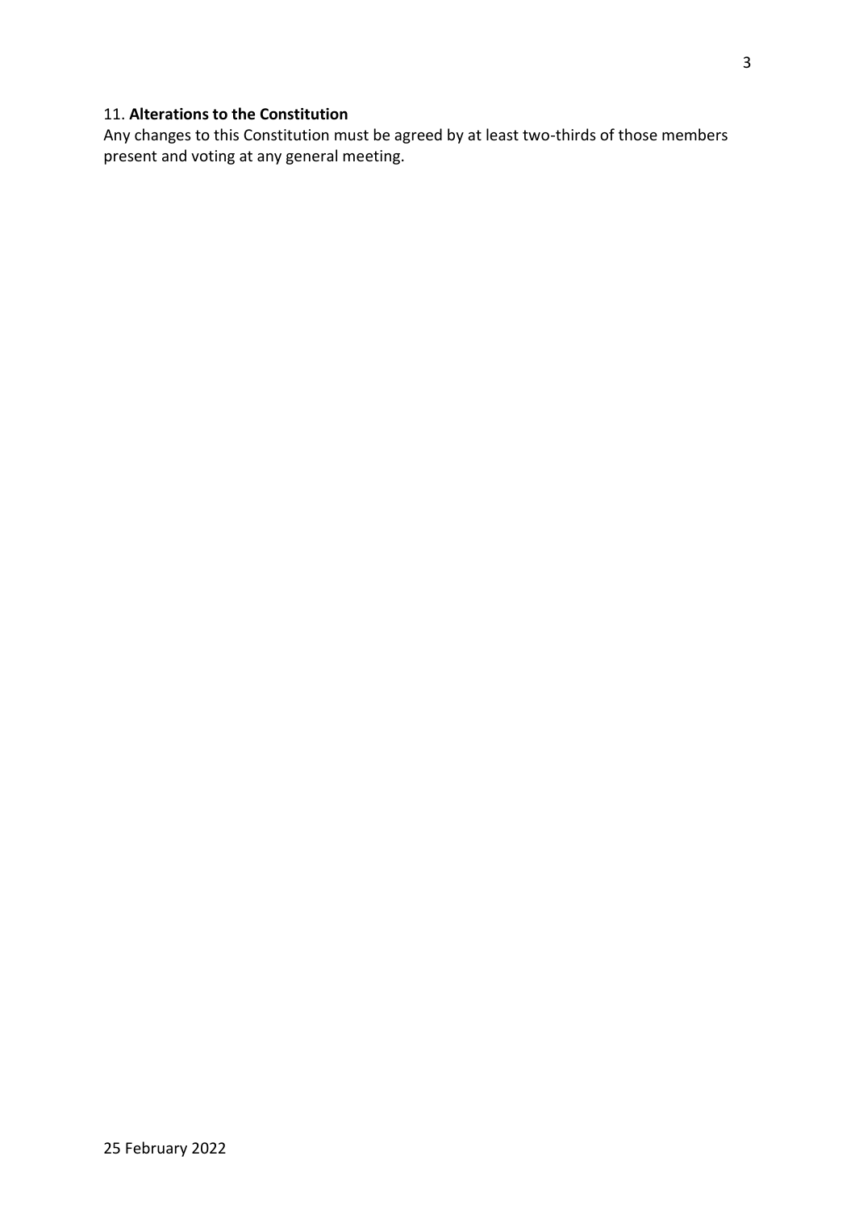11. **Alterations to the Constitution**

Any changes to this Constitution must be agreed by at least two-thirds of those members present and voting at any general meeting.

25 February 2022